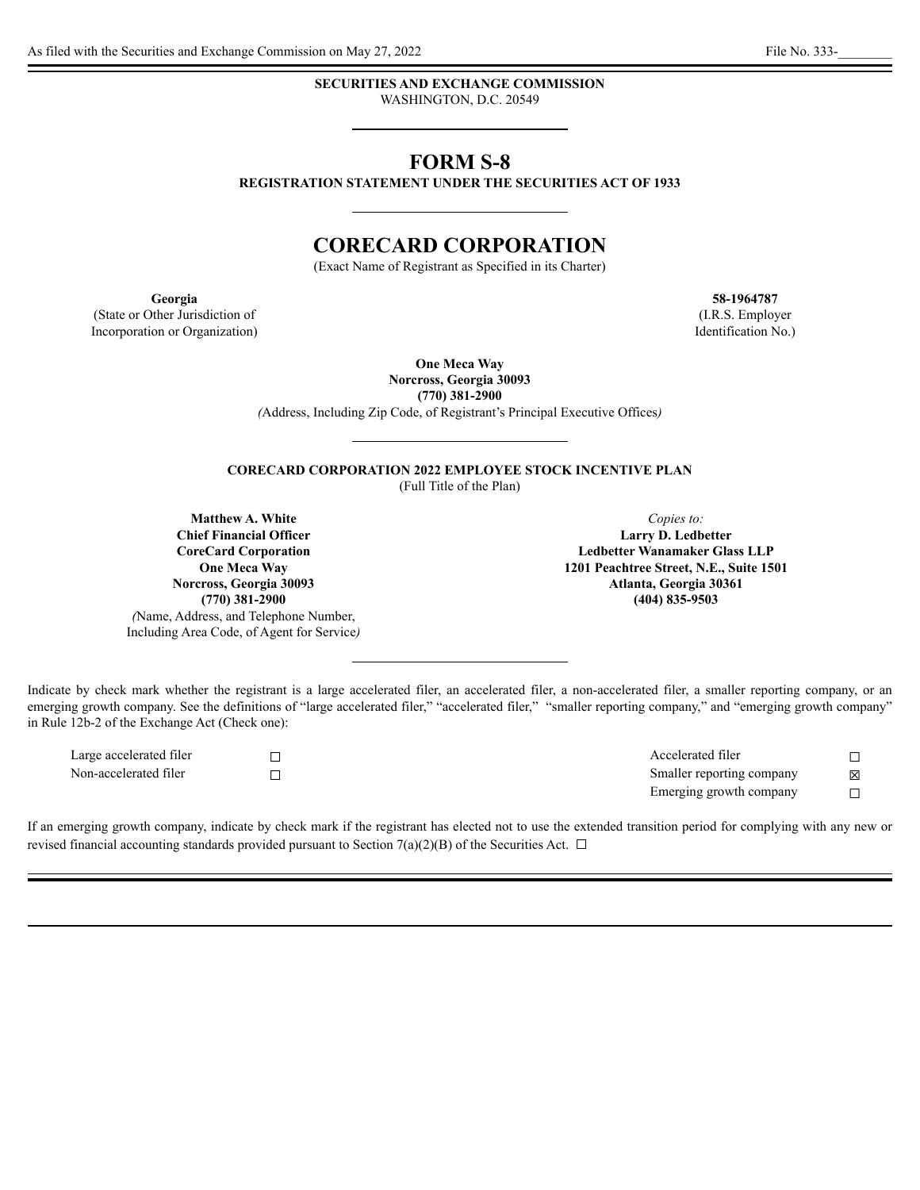As filed with the Securities and Exchange Commission on May 27, 2022

File No. 333-________

**SECURITIES AND EXCHANGE COMMISSION**
WASHINGTON, D.C. 20549

# FORM S-8

**REGISTRATION STATEMENT UNDER THE SECURITIES ACT OF 1933**

# CORECARD CORPORATION

(Exact Name of Registrant as Specified in its Charter)

| | |
|---|---|
| **Georgia** | **58-1964787** |
| (State or Other Jurisdiction of Incorporation or Organization) | (I.R.S. Employer Identification No.) |

**One Meca Way**
**Norcross, Georgia 30093**
**(770) 381-2900**
*(*Address, Including Zip Code, of Registrant's Principal Executive Offices*)*

**CORECARD CORPORATION 2022 EMPLOYEE STOCK INCENTIVE PLAN**
(Full Title of the Plan)

**Matthew A. White**
**Chief Financial Officer**
**CoreCard Corporation**
**One Meca Way**
**Norcross, Georgia 30093**
**(770) 381-2900**
*(*Name, Address, and Telephone Number, Including Area Code, of Agent for Service*)*

*Copies to:*
**Larry D. Ledbetter**
**Ledbetter Wanamaker Glass LLP**
**1201 Peachtree Street, N.E., Suite 1501**
**Atlanta, Georgia 30361**
**(404) 835-9503**

Indicate by check mark whether the registrant is a large accelerated filer, an accelerated filer, a non-accelerated filer, a smaller reporting company, or an emerging growth company. See the definitions of "large accelerated filer," "accelerated filer," "smaller reporting company," and "emerging growth company" in Rule 12b-2 of the Exchange Act (Check one):

| | | | |
|---|---|---|---|
| Large accelerated filer | ☐ | Accelerated filer | ☐ |
| Non-accelerated filer | ☐ | Smaller reporting company | ☒ |
| | | Emerging growth company | ☐ |

If an emerging growth company, indicate by check mark if the registrant has elected not to use the extended transition period for complying with any new or revised financial accounting standards provided pursuant to Section 7(a)(2)(B) of the Securities Act. ☐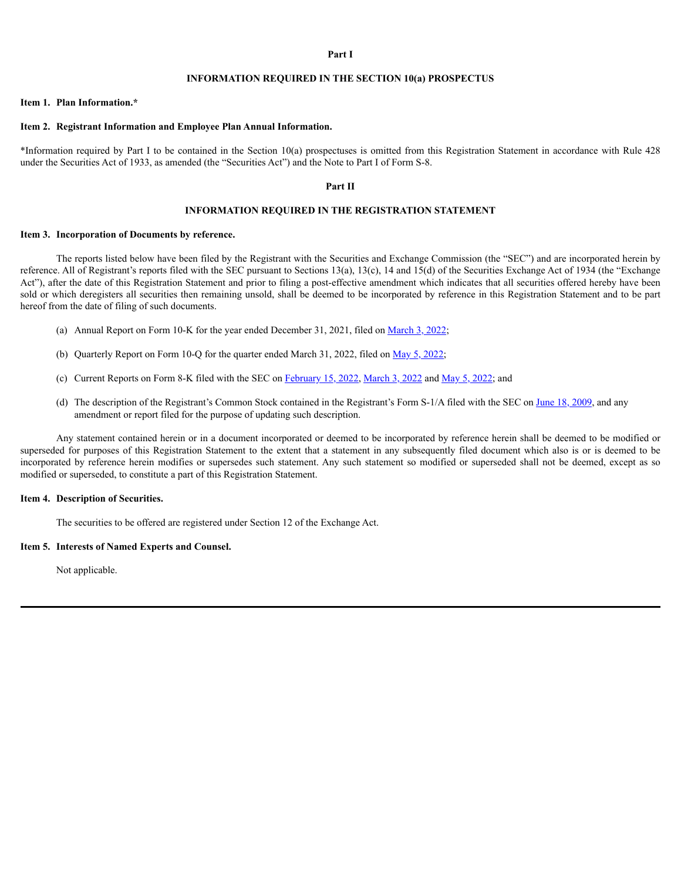## Part I

## INFORMATION REQUIRED IN THE SECTION 10(a) PROSPECTUS

**Item 1. Plan Information.***

**Item 2. Registrant Information and Employee Plan Annual Information.**

*Information required by Part I to be contained in the Section 10(a) prospectuses is omitted from this Registration Statement in accordance with Rule 428 under the Securities Act of 1933, as amended (the "Securities Act") and the Note to Part I of Form S-8.

## Part II

## INFORMATION REQUIRED IN THE REGISTRATION STATEMENT

**Item 3. Incorporation of Documents by reference.**

The reports listed below have been filed by the Registrant with the Securities and Exchange Commission (the "SEC") and are incorporated herein by reference. All of Registrant's reports filed with the SEC pursuant to Sections 13(a), 13(c), 14 and 15(d) of the Securities Exchange Act of 1934 (the "Exchange Act"), after the date of this Registration Statement and prior to filing a post-effective amendment which indicates that all securities offered hereby have been sold or which deregisters all securities then remaining unsold, shall be deemed to be incorporated by reference in this Registration Statement and to be part hereof from the date of filing of such documents.

(a) Annual Report on Form 10-K for the year ended December 31, 2021, filed on March 3, 2022;

(b) Quarterly Report on Form 10-Q for the quarter ended March 31, 2022, filed on May 5, 2022;

(c) Current Reports on Form 8-K filed with the SEC on February 15, 2022, March 3, 2022 and May 5, 2022; and

(d) The description of the Registrant's Common Stock contained in the Registrant's Form S-1/A filed with the SEC on June 18, 2009, and any amendment or report filed for the purpose of updating such description.

Any statement contained herein or in a document incorporated or deemed to be incorporated by reference herein shall be deemed to be modified or superseded for purposes of this Registration Statement to the extent that a statement in any subsequently filed document which also is or is deemed to be incorporated by reference herein modifies or supersedes such statement. Any such statement so modified or superseded shall not be deemed, except as so modified or superseded, to constitute a part of this Registration Statement.

**Item 4. Description of Securities.**

The securities to be offered are registered under Section 12 of the Exchange Act.

**Item 5. Interests of Named Experts and Counsel.**

Not applicable.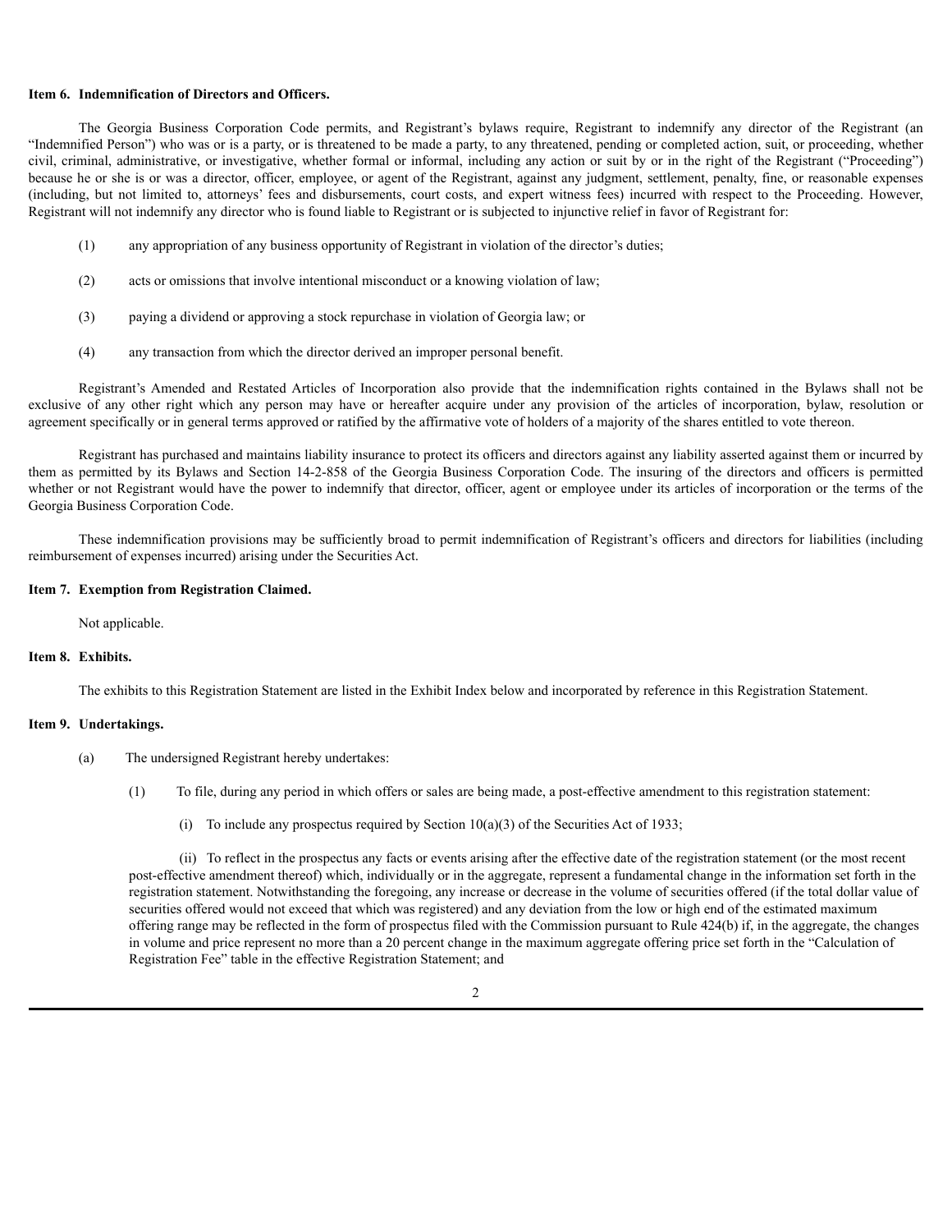**Item 6. Indemnification of Directors and Officers.**

The Georgia Business Corporation Code permits, and Registrant's bylaws require, Registrant to indemnify any director of the Registrant (an "Indemnified Person") who was or is a party, or is threatened to be made a party, to any threatened, pending or completed action, suit, or proceeding, whether civil, criminal, administrative, or investigative, whether formal or informal, including any action or suit by or in the right of the Registrant ("Proceeding") because he or she is or was a director, officer, employee, or agent of the Registrant, against any judgment, settlement, penalty, fine, or reasonable expenses (including, but not limited to, attorneys' fees and disbursements, court costs, and expert witness fees) incurred with respect to the Proceeding. However, Registrant will not indemnify any director who is found liable to Registrant or is subjected to injunctive relief in favor of Registrant for:

(1) any appropriation of any business opportunity of Registrant in violation of the director's duties;

(2) acts or omissions that involve intentional misconduct or a knowing violation of law;

(3) paying a dividend or approving a stock repurchase in violation of Georgia law; or

(4) any transaction from which the director derived an improper personal benefit.

Registrant's Amended and Restated Articles of Incorporation also provide that the indemnification rights contained in the Bylaws shall not be exclusive of any other right which any person may have or hereafter acquire under any provision of the articles of incorporation, bylaw, resolution or agreement specifically or in general terms approved or ratified by the affirmative vote of holders of a majority of the shares entitled to vote thereon.

Registrant has purchased and maintains liability insurance to protect its officers and directors against any liability asserted against them or incurred by them as permitted by its Bylaws and Section 14-2-858 of the Georgia Business Corporation Code. The insuring of the directors and officers is permitted whether or not Registrant would have the power to indemnify that director, officer, agent or employee under its articles of incorporation or the terms of the Georgia Business Corporation Code.

These indemnification provisions may be sufficiently broad to permit indemnification of Registrant's officers and directors for liabilities (including reimbursement of expenses incurred) arising under the Securities Act.

**Item 7. Exemption from Registration Claimed.**

Not applicable.

**Item 8. Exhibits.**

The exhibits to this Registration Statement are listed in the Exhibit Index below and incorporated by reference in this Registration Statement.

**Item 9. Undertakings.**

(a) The undersigned Registrant hereby undertakes:

(1) To file, during any period in which offers or sales are being made, a post-effective amendment to this registration statement:

(i) To include any prospectus required by Section 10(a)(3) of the Securities Act of 1933;

(ii) To reflect in the prospectus any facts or events arising after the effective date of the registration statement (or the most recent post-effective amendment thereof) which, individually or in the aggregate, represent a fundamental change in the information set forth in the registration statement. Notwithstanding the foregoing, any increase or decrease in the volume of securities offered (if the total dollar value of securities offered would not exceed that which was registered) and any deviation from the low or high end of the estimated maximum offering range may be reflected in the form of prospectus filed with the Commission pursuant to Rule 424(b) if, in the aggregate, the changes in volume and price represent no more than a 20 percent change in the maximum aggregate offering price set forth in the "Calculation of Registration Fee" table in the effective Registration Statement; and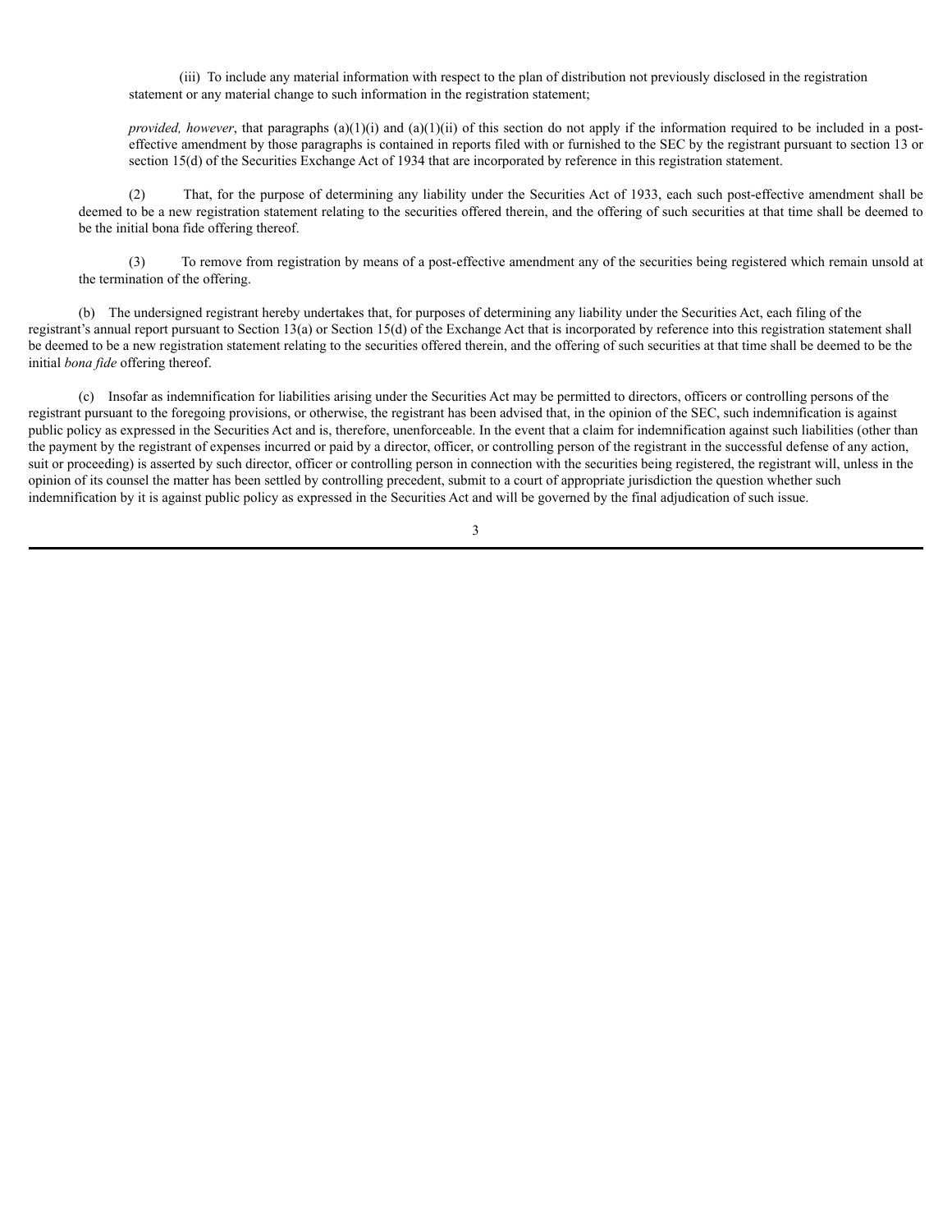(iii) To include any material information with respect to the plan of distribution not previously disclosed in the registration statement or any material change to such information in the registration statement;

*provided, however*, that paragraphs (a)(1)(i) and (a)(1)(ii) of this section do not apply if the information required to be included in a post-effective amendment by those paragraphs is contained in reports filed with or furnished to the SEC by the registrant pursuant to section 13 or section 15(d) of the Securities Exchange Act of 1934 that are incorporated by reference in this registration statement.

(2) That, for the purpose of determining any liability under the Securities Act of 1933, each such post-effective amendment shall be deemed to be a new registration statement relating to the securities offered therein, and the offering of such securities at that time shall be deemed to be the initial bona fide offering thereof.

(3) To remove from registration by means of a post-effective amendment any of the securities being registered which remain unsold at the termination of the offering.

(b) The undersigned registrant hereby undertakes that, for purposes of determining any liability under the Securities Act, each filing of the registrant's annual report pursuant to Section 13(a) or Section 15(d) of the Exchange Act that is incorporated by reference into this registration statement shall be deemed to be a new registration statement relating to the securities offered therein, and the offering of such securities at that time shall be deemed to be the initial *bona fide* offering thereof.

(c) Insofar as indemnification for liabilities arising under the Securities Act may be permitted to directors, officers or controlling persons of the registrant pursuant to the foregoing provisions, or otherwise, the registrant has been advised that, in the opinion of the SEC, such indemnification is against public policy as expressed in the Securities Act and is, therefore, unenforceable. In the event that a claim for indemnification against such liabilities (other than the payment by the registrant of expenses incurred or paid by a director, officer, or controlling person of the registrant in the successful defense of any action, suit or proceeding) is asserted by such director, officer or controlling person in connection with the securities being registered, the registrant will, unless in the opinion of its counsel the matter has been settled by controlling precedent, submit to a court of appropriate jurisdiction the question whether such indemnification by it is against public policy as expressed in the Securities Act and will be governed by the final adjudication of such issue.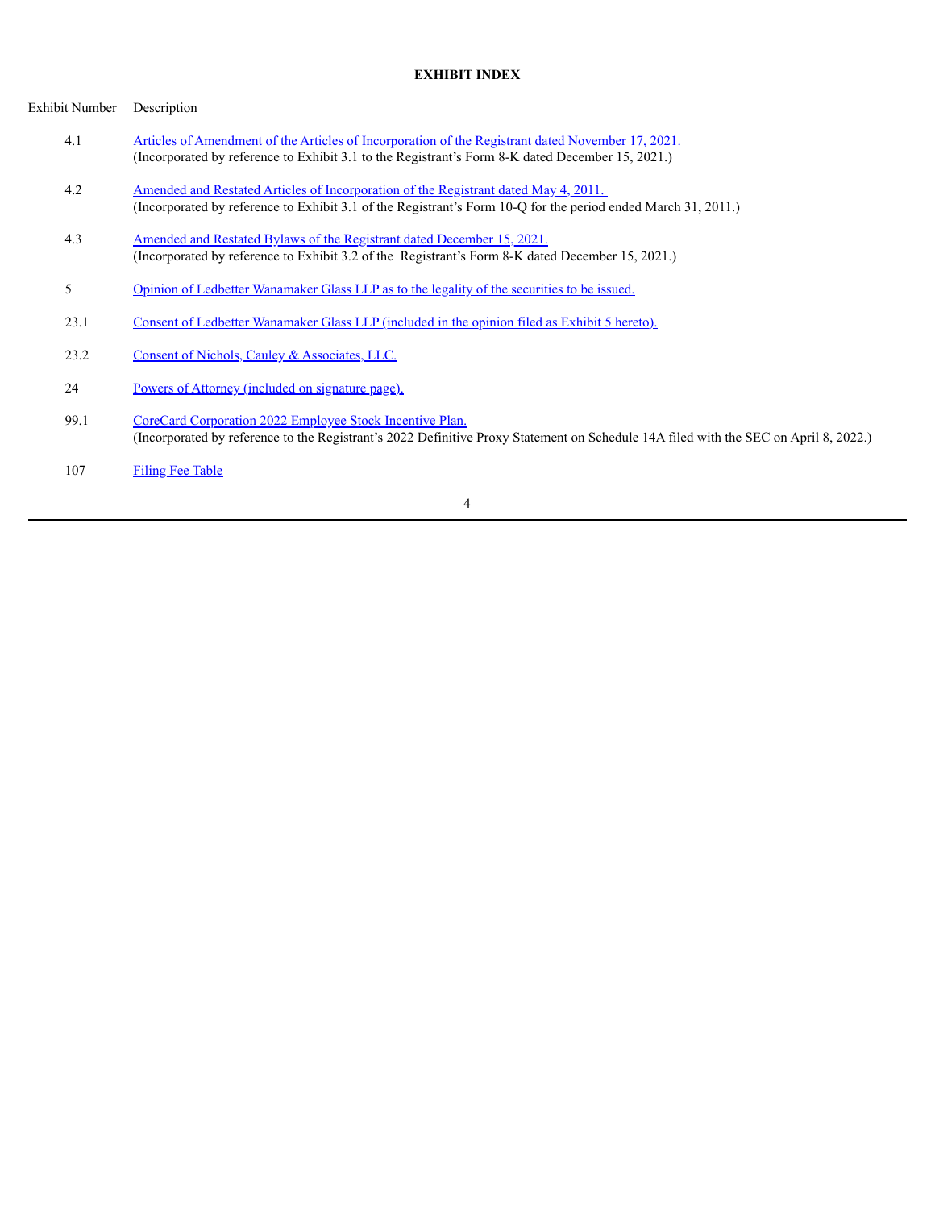**EXHIBIT INDEX**

| Exhibit Number | Description |
|---|---|
| 4.1 | Articles of Amendment of the Articles of Incorporation of the Registrant dated November 17, 2021. (Incorporated by reference to Exhibit 3.1 to the Registrant's Form 8-K dated December 15, 2021.) |
| 4.2 | Amended and Restated Articles of Incorporation of the Registrant dated May 4, 2011. (Incorporated by reference to Exhibit 3.1 of the Registrant's Form 10-Q for the period ended March 31, 2011.) |
| 4.3 | Amended and Restated Bylaws of the Registrant dated December 15, 2021. (Incorporated by reference to Exhibit 3.2 of the Registrant's Form 8-K dated December 15, 2021.) |
| 5 | Opinion of Ledbetter Wanamaker Glass LLP as to the legality of the securities to be issued. |
| 23.1 | Consent of Ledbetter Wanamaker Glass LLP (included in the opinion filed as Exhibit 5 hereto). |
| 23.2 | Consent of Nichols, Cauley & Associates, LLC. |
| 24 | Powers of Attorney (included on signature page). |
| 99.1 | CoreCard Corporation 2022 Employee Stock Incentive Plan. (Incorporated by reference to the Registrant's 2022 Definitive Proxy Statement on Schedule 14A filed with the SEC on April 8, 2022.) |
| 107 | Filing Fee Table |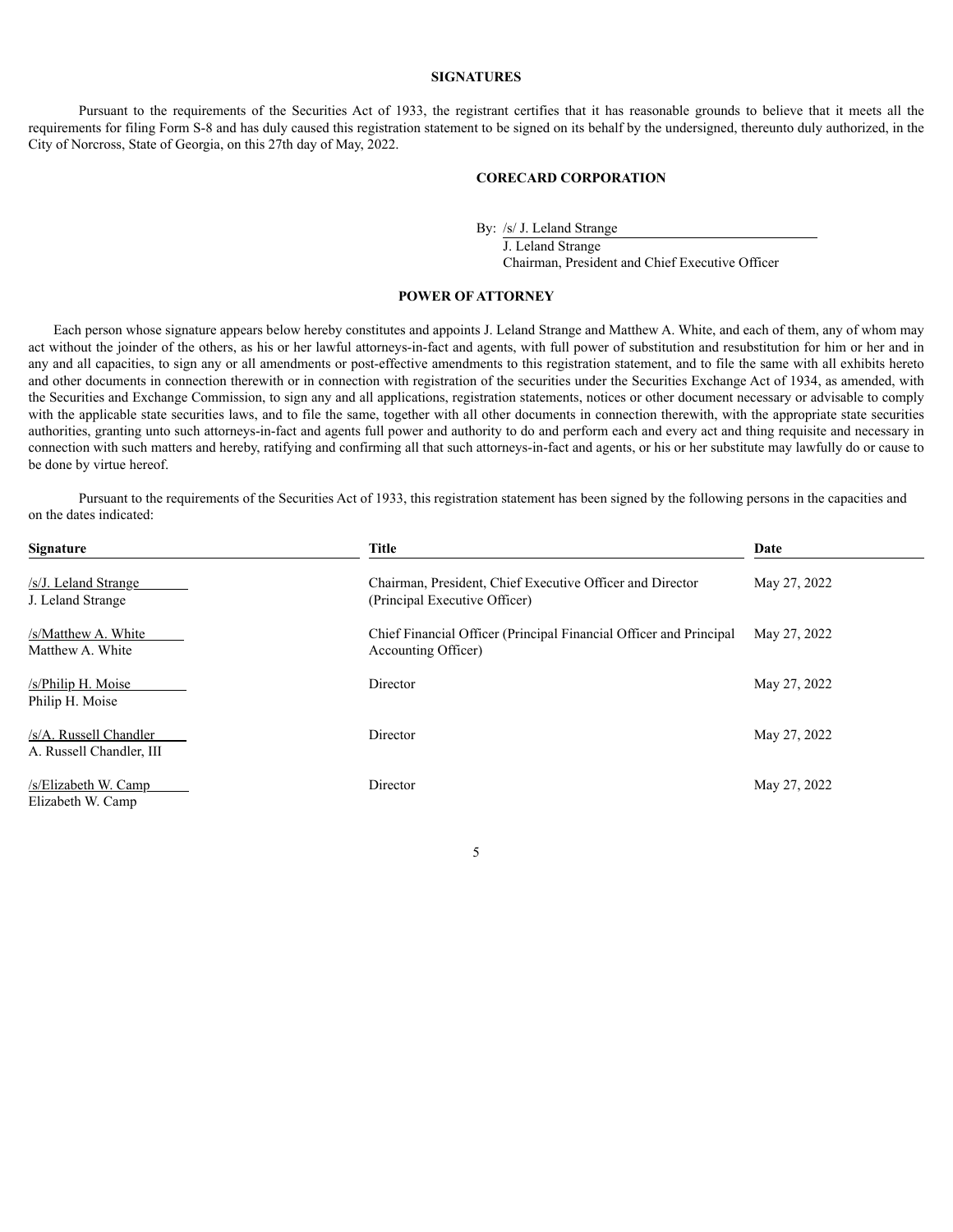## SIGNATURES

Pursuant to the requirements of the Securities Act of 1933, the registrant certifies that it has reasonable grounds to believe that it meets all the requirements for filing Form S-8 and has duly caused this registration statement to be signed on its behalf by the undersigned, thereunto duly authorized, in the City of Norcross, State of Georgia, on this 27th day of May, 2022.

**CORECARD CORPORATION**

By: /s/ J. Leland Strange
J. Leland Strange
Chairman, President and Chief Executive Officer

## POWER OF ATTORNEY

Each person whose signature appears below hereby constitutes and appoints J. Leland Strange and Matthew A. White, and each of them, any of whom may act without the joinder of the others, as his or her lawful attorneys-in-fact and agents, with full power of substitution and resubstitution for him or her and in any and all capacities, to sign any or all amendments or post-effective amendments to this registration statement, and to file the same with all exhibits hereto and other documents in connection therewith or in connection with registration of the securities under the Securities Exchange Act of 1934, as amended, with the Securities and Exchange Commission, to sign any and all applications, registration statements, notices or other document necessary or advisable to comply with the applicable state securities laws, and to file the same, together with all other documents in connection therewith, with the appropriate state securities authorities, granting unto such attorneys-in-fact and agents full power and authority to do and perform each and every act and thing requisite and necessary in connection with such matters and hereby, ratifying and confirming all that such attorneys-in-fact and agents, or his or her substitute may lawfully do or cause to be done by virtue hereof.

Pursuant to the requirements of the Securities Act of 1933, this registration statement has been signed by the following persons in the capacities and on the dates indicated:

| Signature | Title | Date |
|---|---|---|
| /s/J. Leland Strange<br>J. Leland Strange | Chairman, President, Chief Executive Officer and Director (Principal Executive Officer) | May 27, 2022 |
| /s/Matthew A. White<br>Matthew A. White | Chief Financial Officer (Principal Financial Officer and Principal Accounting Officer) | May 27, 2022 |
| /s/Philip H. Moise<br>Philip H. Moise | Director | May 27, 2022 |
| /s/A. Russell Chandler<br>A. Russell Chandler, III | Director | May 27, 2022 |
| /s/Elizabeth W. Camp<br>Elizabeth W. Camp | Director | May 27, 2022 |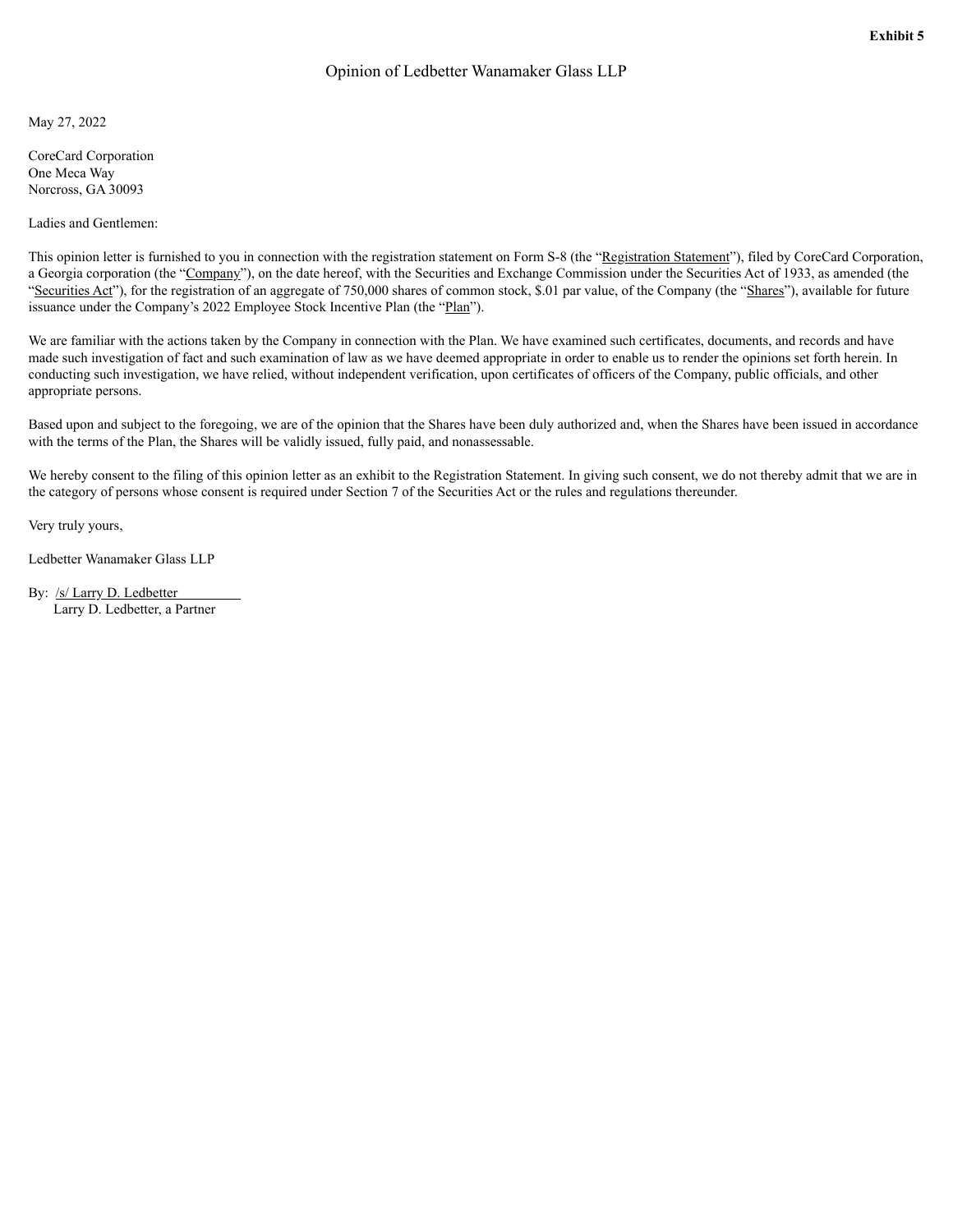**Exhibit 5**

Opinion of Ledbetter Wanamaker Glass LLP

May 27, 2022

CoreCard Corporation
One Meca Way
Norcross, GA 30093

Ladies and Gentlemen:

This opinion letter is furnished to you in connection with the registration statement on Form S-8 (the "Registration Statement"), filed by CoreCard Corporation, a Georgia corporation (the "Company"), on the date hereof, with the Securities and Exchange Commission under the Securities Act of 1933, as amended (the "Securities Act"), for the registration of an aggregate of 750,000 shares of common stock, $.01 par value, of the Company (the "Shares"), available for future issuance under the Company's 2022 Employee Stock Incentive Plan (the "Plan").

We are familiar with the actions taken by the Company in connection with the Plan. We have examined such certificates, documents, and records and have made such investigation of fact and such examination of law as we have deemed appropriate in order to enable us to render the opinions set forth herein. In conducting such investigation, we have relied, without independent verification, upon certificates of officers of the Company, public officials, and other appropriate persons.

Based upon and subject to the foregoing, we are of the opinion that the Shares have been duly authorized and, when the Shares have been issued in accordance with the terms of the Plan, the Shares will be validly issued, fully paid, and nonassessable.

We hereby consent to the filing of this opinion letter as an exhibit to the Registration Statement. In giving such consent, we do not thereby admit that we are in the category of persons whose consent is required under Section 7 of the Securities Act or the rules and regulations thereunder.

Very truly yours,

Ledbetter Wanamaker Glass LLP

By: /s/ Larry D. Ledbetter
Larry D. Ledbetter, a Partner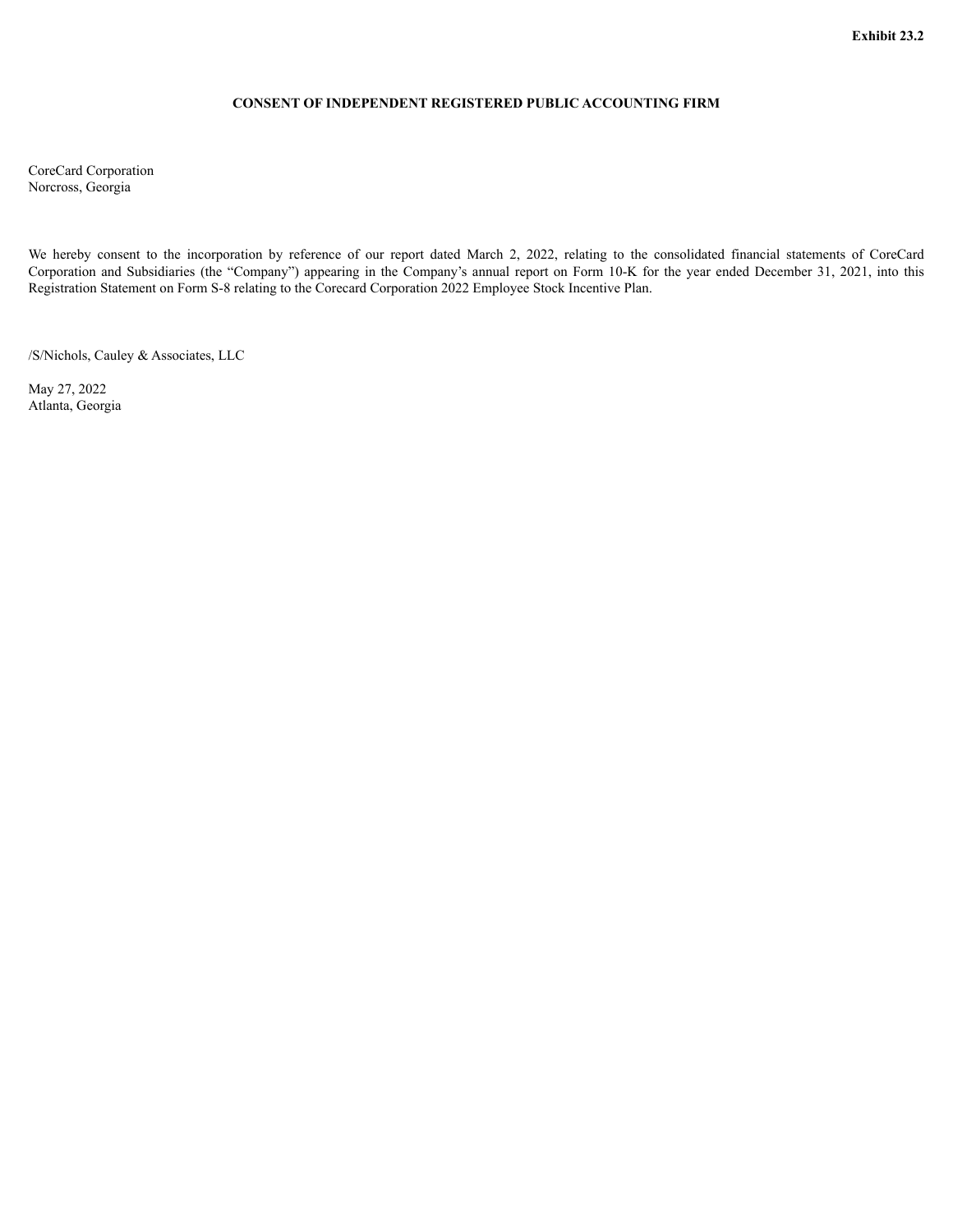**Exhibit 23.2**

**CONSENT OF INDEPENDENT REGISTERED PUBLIC ACCOUNTING FIRM**

CoreCard Corporation
Norcross, Georgia

We hereby consent to the incorporation by reference of our report dated March 2, 2022, relating to the consolidated financial statements of CoreCard Corporation and Subsidiaries (the "Company") appearing in the Company's annual report on Form 10-K for the year ended December 31, 2021, into this Registration Statement on Form S-8 relating to the Corecard Corporation 2022 Employee Stock Incentive Plan.

/S/Nichols, Cauley & Associates, LLC

May 27, 2022
Atlanta, Georgia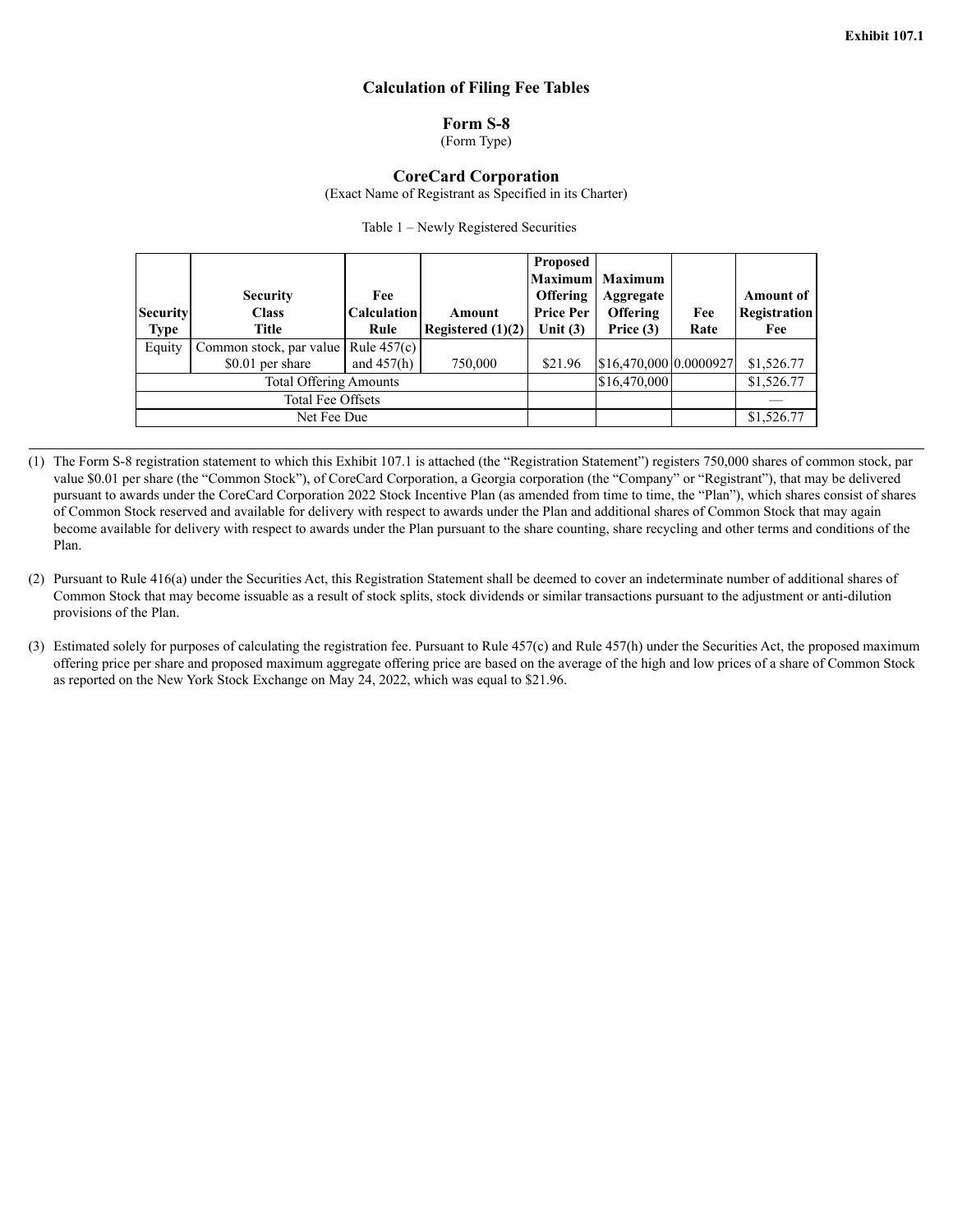**Exhibit 107.1**

## Calculation of Filing Fee Tables

### Form S-8
(Form Type)

### CoreCard Corporation
(Exact Name of Registrant as Specified in its Charter)

Table 1 – Newly Registered Securities

| Security Type | Security Class Title | Fee Calculation Rule | Amount Registered (1)(2) | Proposed Maximum Offering Price Per Unit (3) | Maximum Aggregate Offering Price (3) | Fee Rate | Amount of Registration Fee |
|---|---|---|---|---|---|---|---|
| Equity | Common stock, par value $0.01 per share | Rule 457(c) and 457(h) | 750,000 | $21.96 | $16,470,000 | 0.0000927 | $1,526.77 |
| Total Offering Amounts | | | | | $16,470,000 | | $1,526.77 |
| Total Fee Offsets | | | | | | | — |
| Net Fee Due | | | | | | | $1,526.77 |

(1) The Form S-8 registration statement to which this Exhibit 107.1 is attached (the "Registration Statement") registers 750,000 shares of common stock, par value $0.01 per share (the "Common Stock"), of CoreCard Corporation, a Georgia corporation (the "Company" or "Registrant"), that may be delivered pursuant to awards under the CoreCard Corporation 2022 Stock Incentive Plan (as amended from time to time, the "Plan"), which shares consist of shares of Common Stock reserved and available for delivery with respect to awards under the Plan and additional shares of Common Stock that may again become available for delivery with respect to awards under the Plan pursuant to the share counting, share recycling and other terms and conditions of the Plan.

(2) Pursuant to Rule 416(a) under the Securities Act, this Registration Statement shall be deemed to cover an indeterminate number of additional shares of Common Stock that may become issuable as a result of stock splits, stock dividends or similar transactions pursuant to the adjustment or anti-dilution provisions of the Plan.

(3) Estimated solely for purposes of calculating the registration fee. Pursuant to Rule 457(c) and Rule 457(h) under the Securities Act, the proposed maximum offering price per share and proposed maximum aggregate offering price are based on the average of the high and low prices of a share of Common Stock as reported on the New York Stock Exchange on May 24, 2022, which was equal to $21.96.